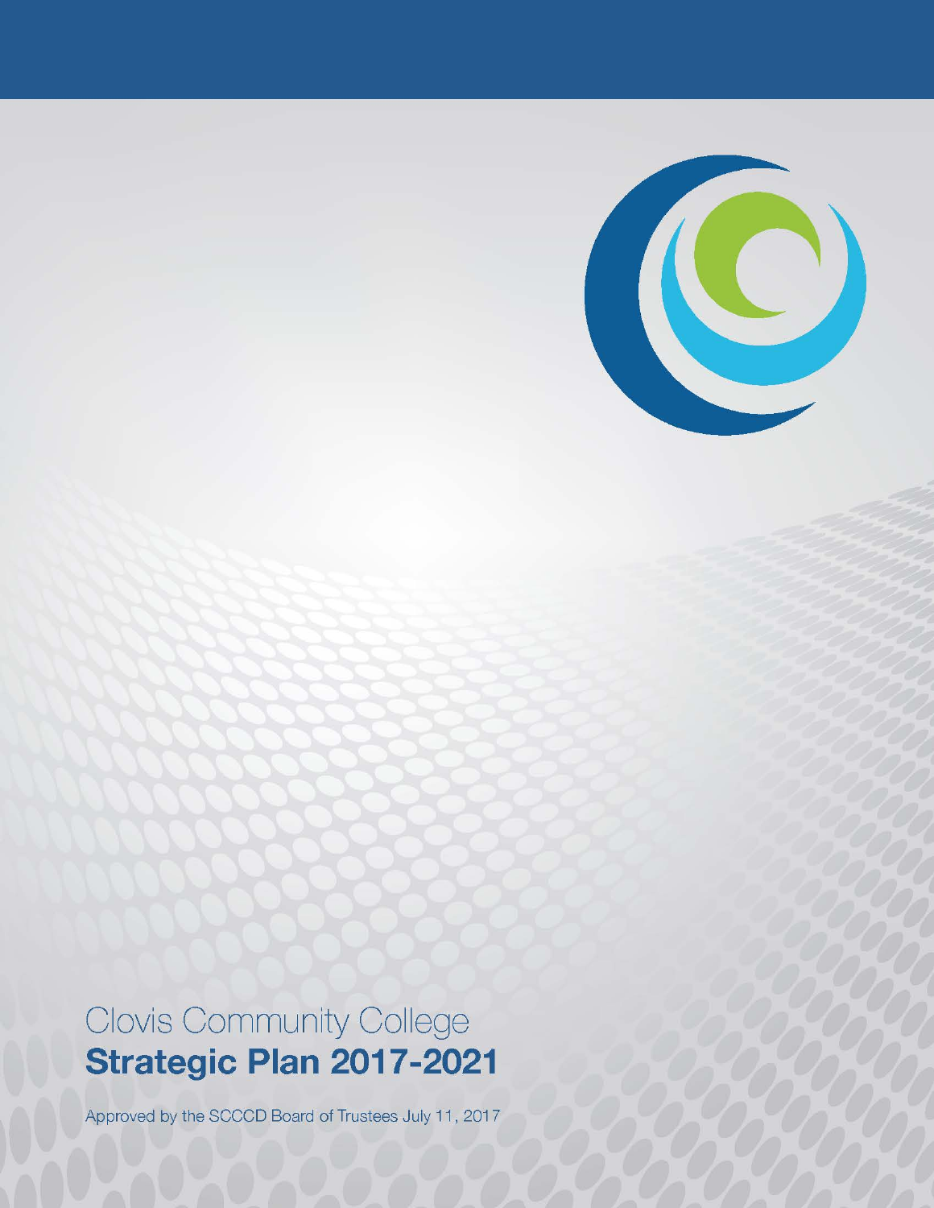Clovis Community College

# Strategic Plan 2017-2021

Approved by the SCCCD Board of Trustees July 11, 2017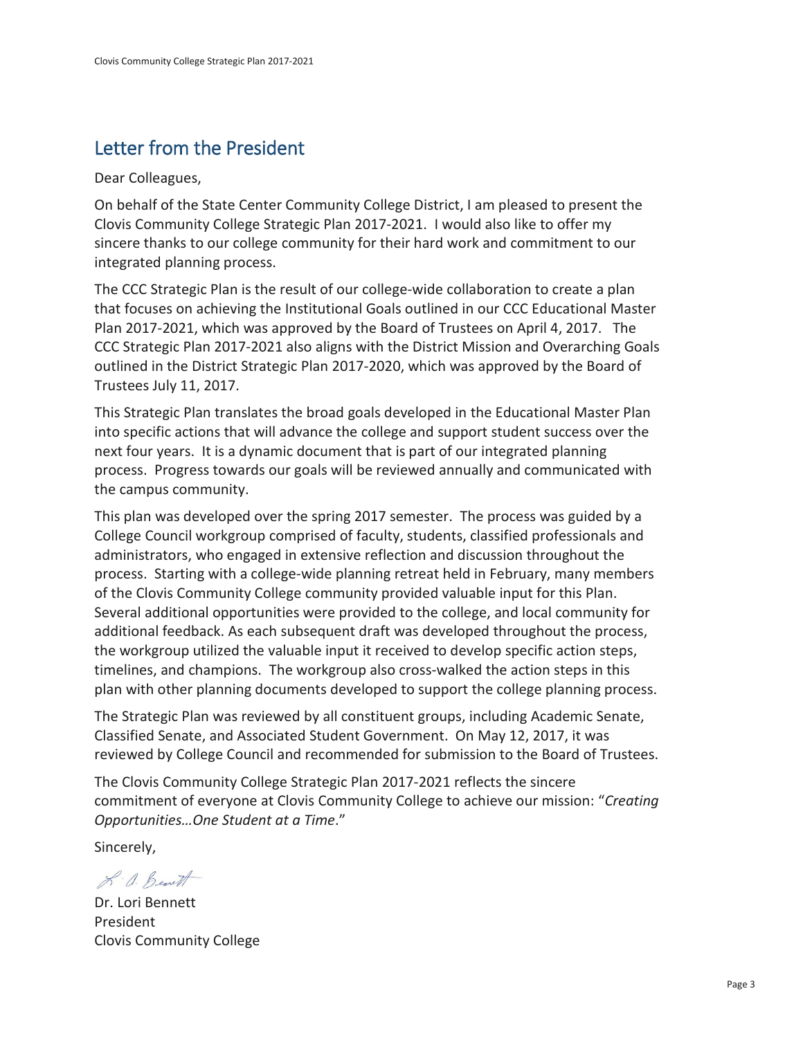## Letter from the President

Dear Colleagues,

On behalf of the State Center Community College District, I am pleased to present the Clovis Community College Strategic Plan 2017-2021. I would also like to offer my sincere thanks to our college community for their hard work and commitment to our integrated planning process.

The CCC Strategic Plan is the result of our college-wide collaboration to create a plan that focuses on achieving the Institutional Goals outlined in our CCC Educational Master Plan 2017-2021, which was approved by the Board of Trustees on April 4, 2017. The CCC Strategic Plan 2017-2021 also aligns with the District Mission and Overarching Goals outlined in the District Strategic Plan 2017-2020, which was approved by the Board of Trustees July 11, 2017.

This Strategic Plan translates the broad goals developed in the Educational Master Plan into specific actions that will advance the college and support student success over the next four years. It is a dynamic document that is part of our integrated planning process. Progress towards our goals will be reviewed annually and communicated with the campus community.

This plan was developed over the spring 2017 semester. The process was guided by a College Council workgroup comprised of faculty, students, classified professionals and administrators, who engaged in extensive reflection and discussion throughout the process. Starting with a college-wide planning retreat held in February, many members of the Clovis Community College community provided valuable input for this Plan. Several additional opportunities were provided to the college, and local community for additional feedback. As each subsequent draft was developed throughout the process, the workgroup utilized the valuable input it received to develop specific action steps, timelines, and champions. The workgroup also cross-walked the action steps in this plan with other planning documents developed to support the college planning process.

The Strategic Plan was reviewed by all constituent groups, including Academic Senate, Classified Senate, and Associated Student Government. On May 12, 2017, it was reviewed by College Council and recommended for submission to the Board of Trustees.

The Clovis Community College Strategic Plan 2017-2021 reflects the sincere commitment of everyone at Clovis Community College to achieve our mission: "*Creating Opportunities…One Student at a Time*."

Sincerely,

Dr. Lori Bennett
President
Clovis Community College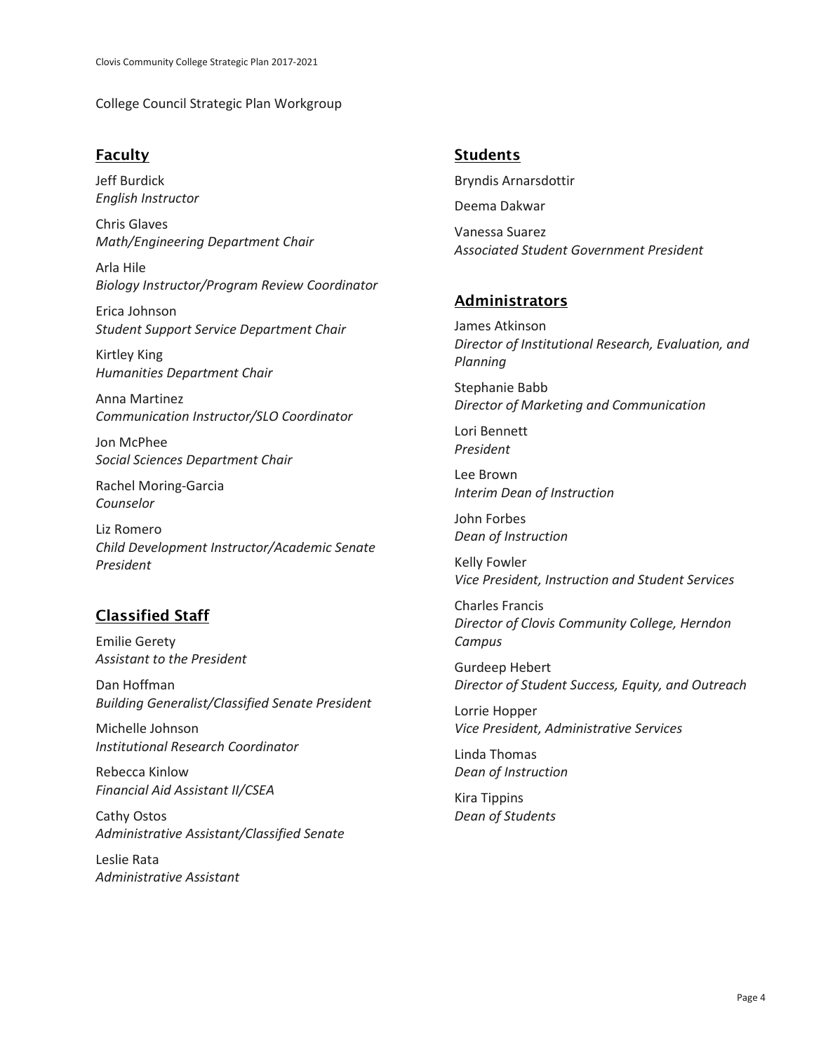College Council Strategic Plan Workgroup

## Faculty

Jeff Burdick
*English Instructor*

Chris Glaves
*Math/Engineering Department Chair*

Arla Hile
*Biology Instructor/Program Review Coordinator*

Erica Johnson
*Student Support Service Department Chair*

Kirtley King
*Humanities Department Chair*

Anna Martinez
*Communication Instructor/SLO Coordinator*

Jon McPhee
*Social Sciences Department Chair*

Rachel Moring-Garcia
*Counselor*

Liz Romero
*Child Development Instructor/Academic Senate President*

## Classified Staff

Emilie Gerety
*Assistant to the President*

Dan Hoffman
*Building Generalist/Classified Senate President*

Michelle Johnson
*Institutional Research Coordinator*

Rebecca Kinlow
*Financial Aid Assistant II/CSEA*

Cathy Ostos
*Administrative Assistant/Classified Senate*

Leslie Rata
*Administrative Assistant*

## Students

Bryndis Arnarsdottir

Deema Dakwar

Vanessa Suarez
*Associated Student Government President*

## Administrators

James Atkinson
*Director of Institutional Research, Evaluation, and Planning*

Stephanie Babb
*Director of Marketing and Communication*

Lori Bennett
*President*

Lee Brown
*Interim Dean of Instruction*

John Forbes
*Dean of Instruction*

Kelly Fowler
*Vice President, Instruction and Student Services*

Charles Francis
*Director of Clovis Community College, Herndon Campus*

Gurdeep Hebert
*Director of Student Success, Equity, and Outreach*

Lorrie Hopper
*Vice President, Administrative Services*

Linda Thomas
*Dean of Instruction*

Kira Tippins
*Dean of Students*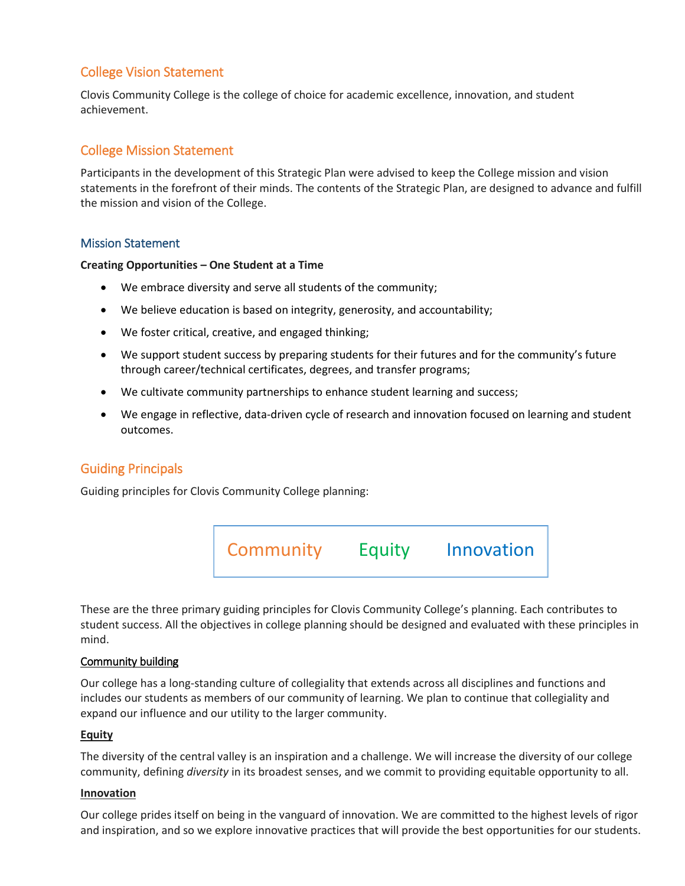## College Vision Statement

Clovis Community College is the college of choice for academic excellence, innovation, and student achievement.

## College Mission Statement

Participants in the development of this Strategic Plan were advised to keep the College mission and vision statements in the forefront of their minds. The contents of the Strategic Plan, are designed to advance and fulfill the mission and vision of the College.

### Mission Statement

**Creating Opportunities – One Student at a Time**

- We embrace diversity and serve all students of the community;
- We believe education is based on integrity, generosity, and accountability;
- We foster critical, creative, and engaged thinking;
- We support student success by preparing students for their futures and for the community's future through career/technical certificates, degrees, and transfer programs;
- We cultivate community partnerships to enhance student learning and success;
- We engage in reflective, data-driven cycle of research and innovation focused on learning and student outcomes.

## Guiding Principals

Guiding principles for Clovis Community College planning:

Community Equity Innovation

These are the three primary guiding principles for Clovis Community College's planning. Each contributes to student success. All the objectives in college planning should be designed and evaluated with these principles in mind.

Community building

Our college has a long-standing culture of collegiality that extends across all disciplines and functions and includes our students as members of our community of learning. We plan to continue that collegiality and expand our influence and our utility to the larger community.

**Equity**

The diversity of the central valley is an inspiration and a challenge. We will increase the diversity of our college community, defining *diversity* in its broadest senses, and we commit to providing equitable opportunity to all.

**Innovation**

Our college prides itself on being in the vanguard of innovation. We are committed to the highest levels of rigor and inspiration, and so we explore innovative practices that will provide the best opportunities for our students.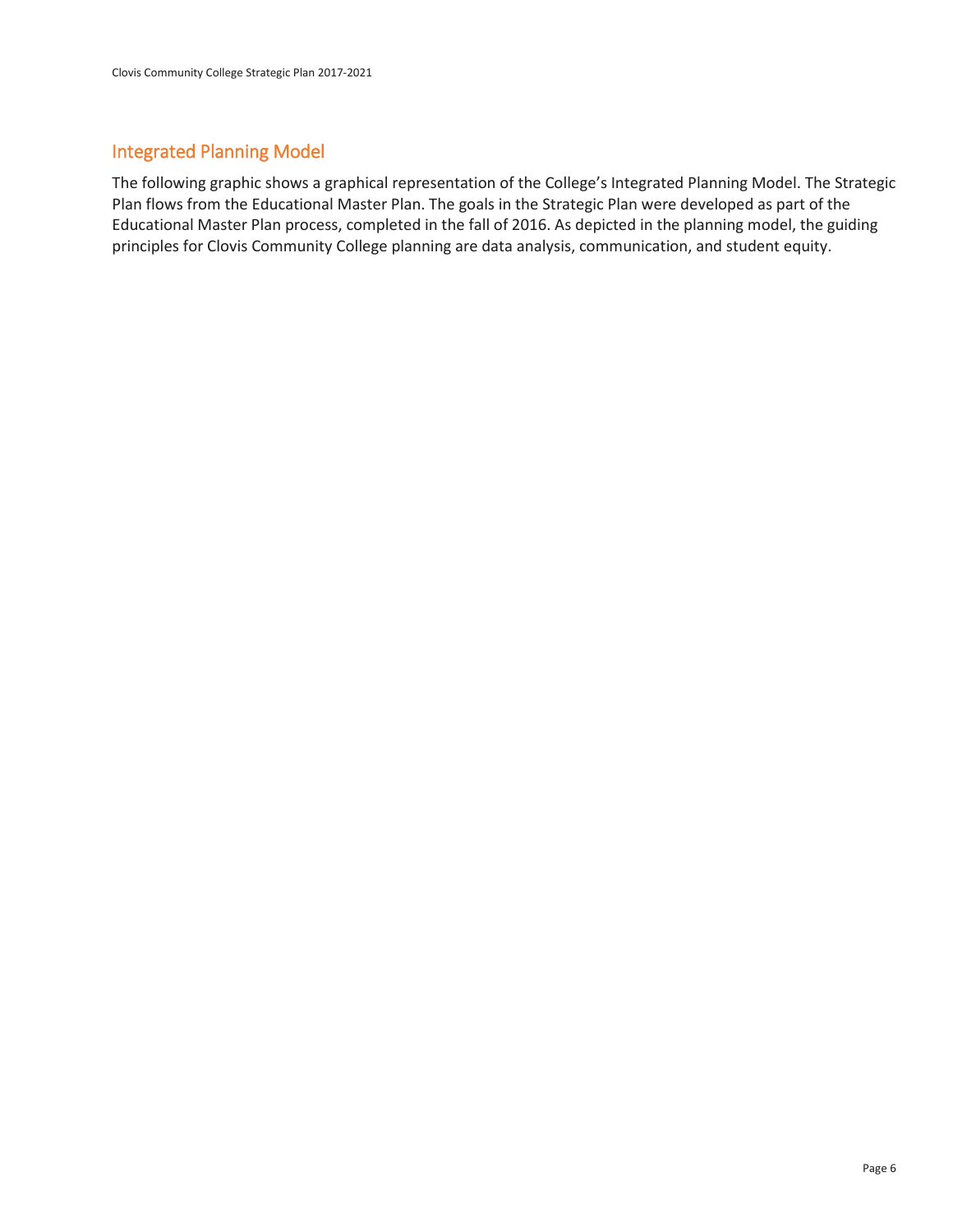## Integrated Planning Model

The following graphic shows a graphical representation of the College's Integrated Planning Model. The Strategic Plan flows from the Educational Master Plan. The goals in the Strategic Plan were developed as part of the Educational Master Plan process, completed in the fall of 2016. As depicted in the planning model, the guiding principles for Clovis Community College planning are data analysis, communication, and student equity.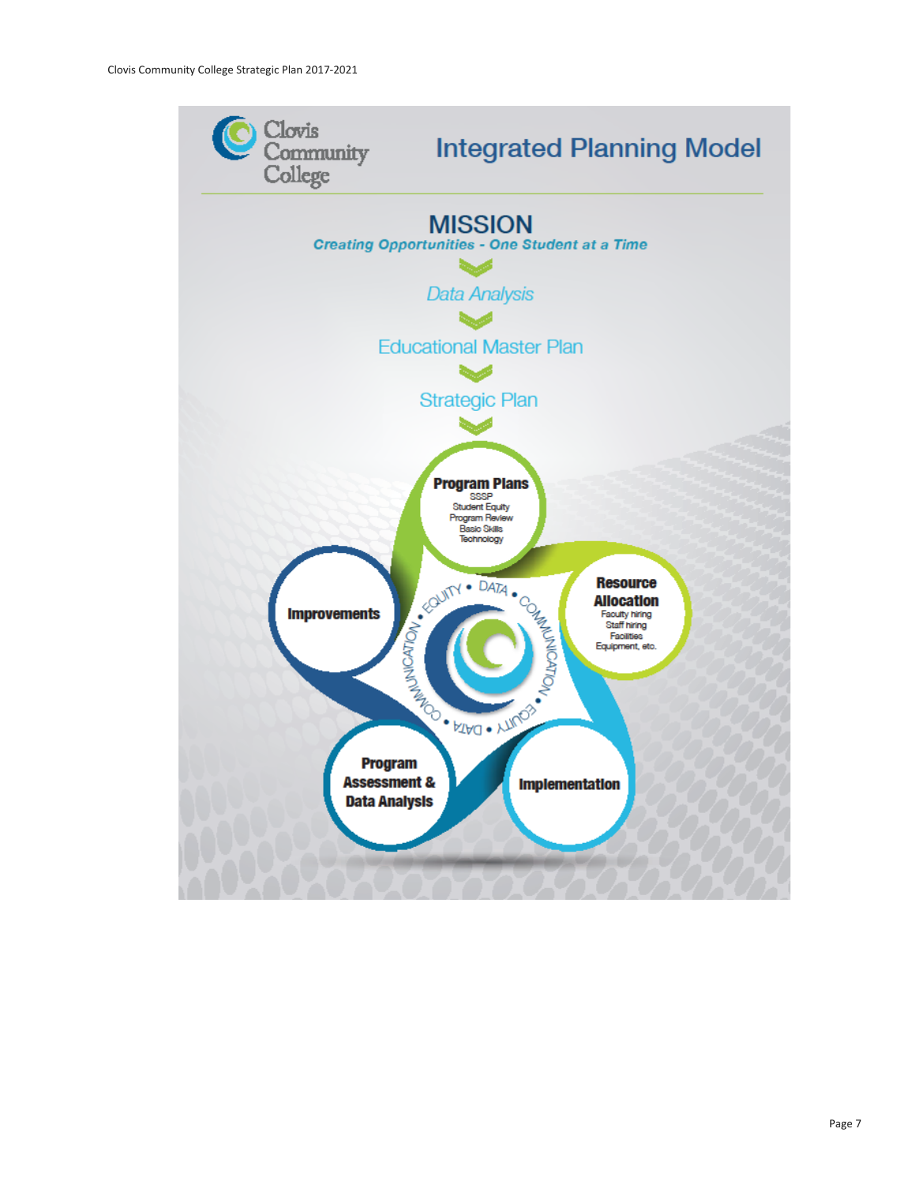# Integrated Planning Model

## MISSION

***Creating Opportunities - One Student at a Time***

*Data Analysis*

Educational Master Plan

Strategic Plan

**Program Plans**
SSSP
Student Equity
Program Review
Basic Skills
Technology

**Resource Allocation**
Faculty hiring
Staff hiring
Facilities
Equipment, etc.

**Implementation**

**Program Assessment & Data Analysis**

**Improvements**

EQUITY • DATA • COMMUNICATION • EQUITY • DATA • COMMUNICATION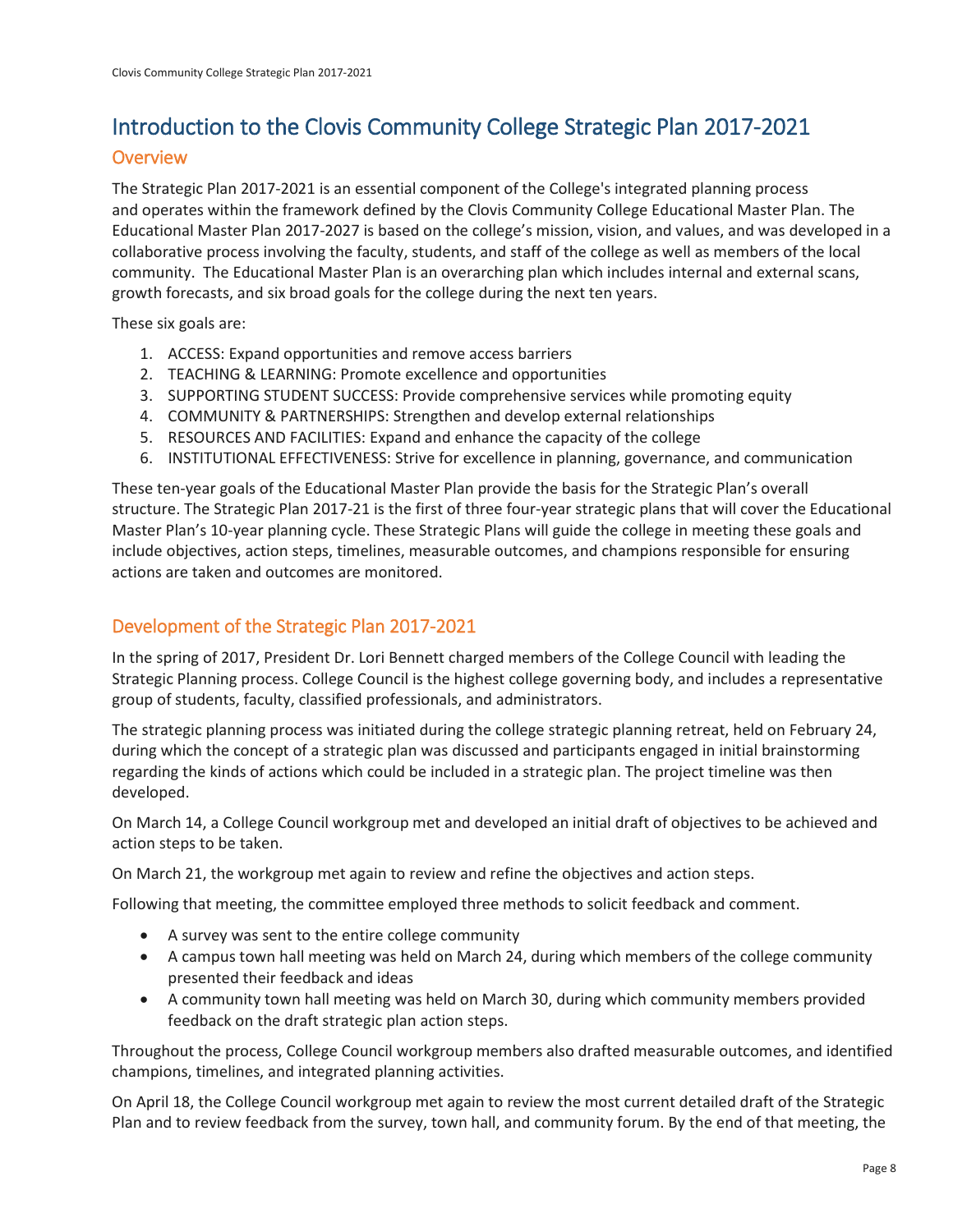# Introduction to the Clovis Community College Strategic Plan 2017-2021

## Overview

The Strategic Plan 2017-2021 is an essential component of the College's integrated planning process and operates within the framework defined by the Clovis Community College Educational Master Plan. The Educational Master Plan 2017-2027 is based on the college's mission, vision, and values, and was developed in a collaborative process involving the faculty, students, and staff of the college as well as members of the local community. The Educational Master Plan is an overarching plan which includes internal and external scans, growth forecasts, and six broad goals for the college during the next ten years.

These six goals are:

1. ACCESS: Expand opportunities and remove access barriers
2. TEACHING & LEARNING: Promote excellence and opportunities
3. SUPPORTING STUDENT SUCCESS: Provide comprehensive services while promoting equity
4. COMMUNITY & PARTNERSHIPS: Strengthen and develop external relationships
5. RESOURCES AND FACILITIES: Expand and enhance the capacity of the college
6. INSTITUTIONAL EFFECTIVENESS: Strive for excellence in planning, governance, and communication

These ten-year goals of the Educational Master Plan provide the basis for the Strategic Plan's overall structure. The Strategic Plan 2017-21 is the first of three four-year strategic plans that will cover the Educational Master Plan's 10-year planning cycle. These Strategic Plans will guide the college in meeting these goals and include objectives, action steps, timelines, measurable outcomes, and champions responsible for ensuring actions are taken and outcomes are monitored.

## Development of the Strategic Plan 2017-2021

In the spring of 2017, President Dr. Lori Bennett charged members of the College Council with leading the Strategic Planning process. College Council is the highest college governing body, and includes a representative group of students, faculty, classified professionals, and administrators.

The strategic planning process was initiated during the college strategic planning retreat, held on February 24, during which the concept of a strategic plan was discussed and participants engaged in initial brainstorming regarding the kinds of actions which could be included in a strategic plan. The project timeline was then developed.

On March 14, a College Council workgroup met and developed an initial draft of objectives to be achieved and action steps to be taken.

On March 21, the workgroup met again to review and refine the objectives and action steps.

Following that meeting, the committee employed three methods to solicit feedback and comment.

- A survey was sent to the entire college community
- A campus town hall meeting was held on March 24, during which members of the college community presented their feedback and ideas
- A community town hall meeting was held on March 30, during which community members provided feedback on the draft strategic plan action steps.

Throughout the process, College Council workgroup members also drafted measurable outcomes, and identified champions, timelines, and integrated planning activities.

On April 18, the College Council workgroup met again to review the most current detailed draft of the Strategic Plan and to review feedback from the survey, town hall, and community forum. By the end of that meeting, the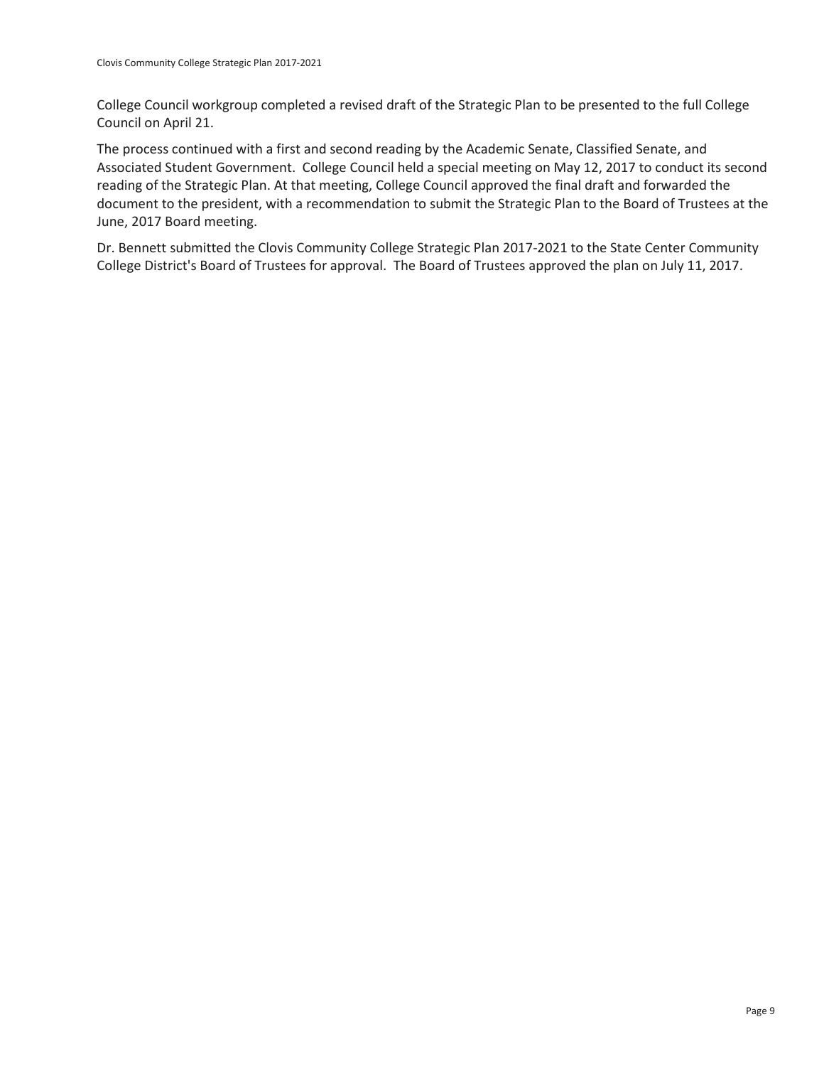College Council workgroup completed a revised draft of the Strategic Plan to be presented to the full College Council on April 21.

The process continued with a first and second reading by the Academic Senate, Classified Senate, and Associated Student Government. College Council held a special meeting on May 12, 2017 to conduct its second reading of the Strategic Plan. At that meeting, College Council approved the final draft and forwarded the document to the president, with a recommendation to submit the Strategic Plan to the Board of Trustees at the June, 2017 Board meeting.

Dr. Bennett submitted the Clovis Community College Strategic Plan 2017-2021 to the State Center Community College District's Board of Trustees for approval. The Board of Trustees approved the plan on July 11, 2017.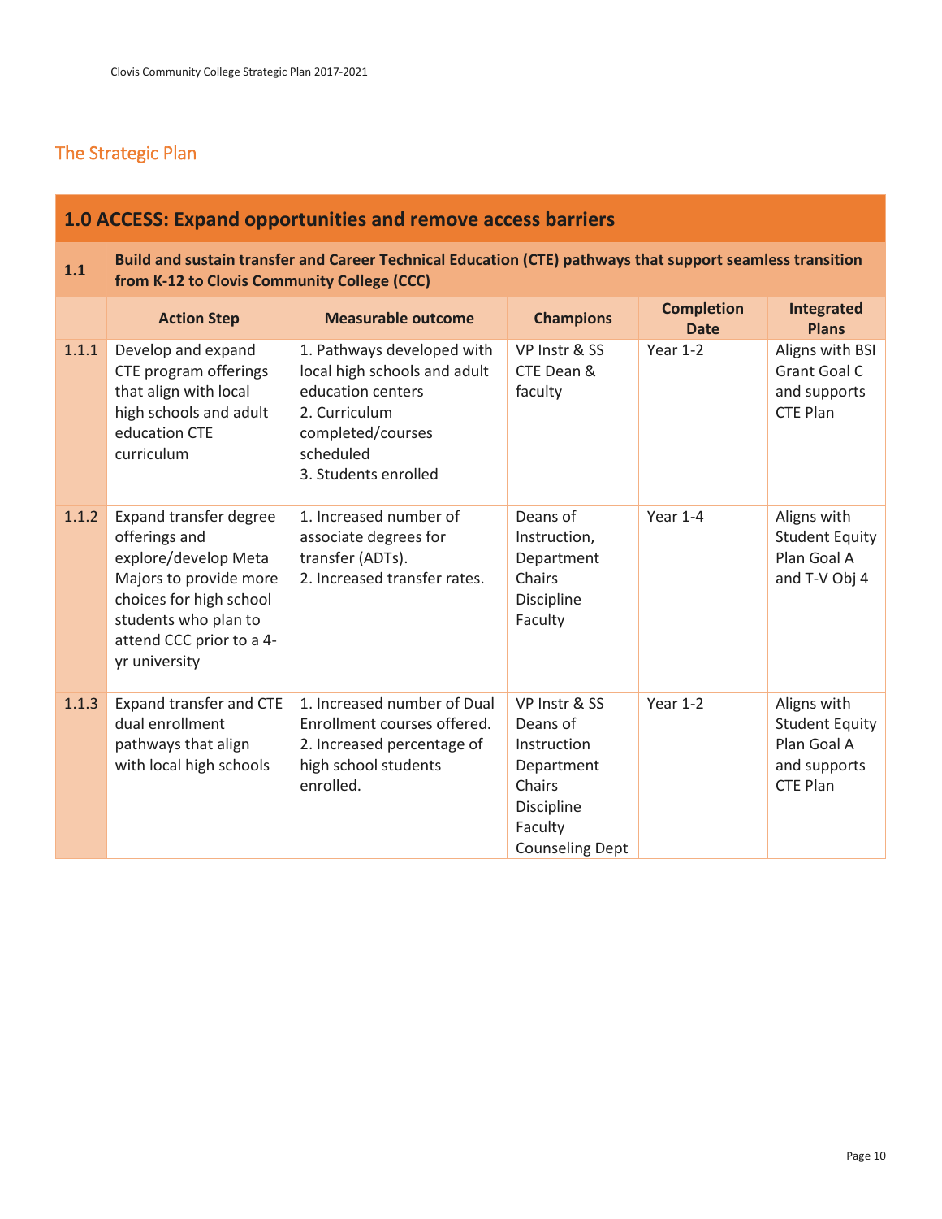## The Strategic Plan

| 1.0 ACCESS: Expand opportunities and remove access barriers | | | | | |
|---|---|---|---|---|---|
| **1.1** | **Build and sustain transfer and Career Technical Education (CTE) pathways that support seamless transition from K-12 to Clovis Community College (CCC)** | | | | |
| | **Action Step** | **Measurable outcome** | **Champions** | **Completion Date** | **Integrated Plans** |
| 1.1.1 | Develop and expand CTE program offerings that align with local high schools and adult education CTE curriculum | 1. Pathways developed with local high schools and adult education centers<br>2. Curriculum completed/courses scheduled<br>3. Students enrolled | VP Instr & SS CTE Dean & faculty | Year 1-2 | Aligns with BSI Grant Goal C and supports CTE Plan |
| 1.1.2 | Expand transfer degree offerings and explore/develop Meta Majors to provide more choices for high school students who plan to attend CCC prior to a 4-yr university | 1. Increased number of associate degrees for transfer (ADTs).<br>2. Increased transfer rates. | Deans of Instruction, Department Chairs Discipline Faculty | Year 1-4 | Aligns with Student Equity Plan Goal A and T-V Obj 4 |
| 1.1.3 | Expand transfer and CTE dual enrollment pathways that align with local high schools | 1. Increased number of Dual Enrollment courses offered.<br>2. Increased percentage of high school students enrolled. | VP Instr & SS Deans of Instruction Department Chairs Discipline Faculty Counseling Dept | Year 1-2 | Aligns with Student Equity Plan Goal A and supports CTE Plan |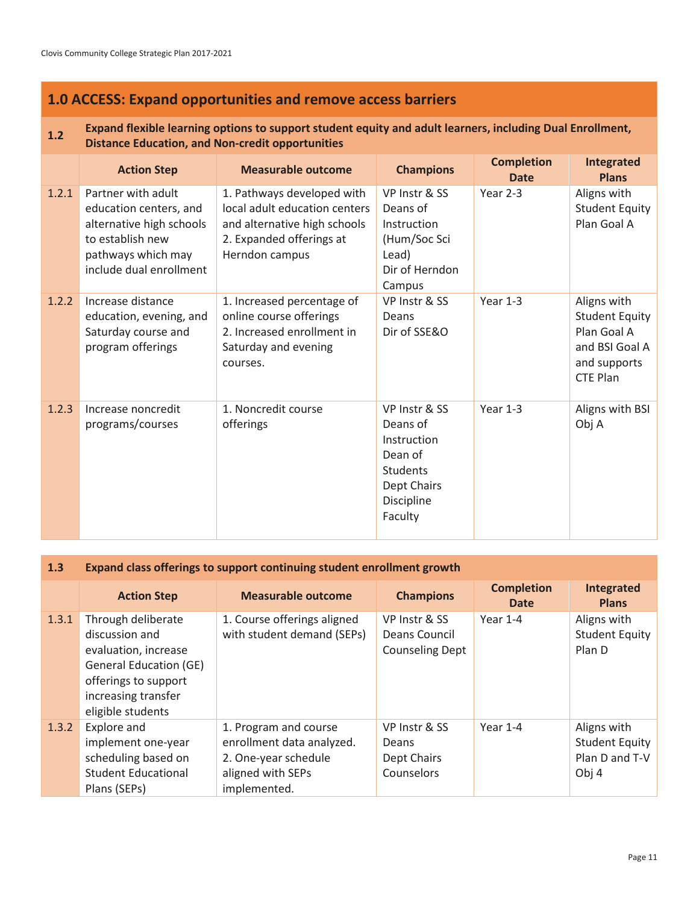## 1.0 ACCESS: Expand opportunities and remove access barriers

### 1.2 Expand flexible learning options to support student equity and adult learners, including Dual Enrollment, Distance Education, and Non-credit opportunities

| | Action Step | Measurable outcome | Champions | Completion Date | Integrated Plans |
|---|---|---|---|---|---|
| 1.2.1 | Partner with adult education centers, and alternative high schools to establish new pathways which may include dual enrollment | 1. Pathways developed with local adult education centers and alternative high schools<br>2. Expanded offerings at Herndon campus | VP Instr & SS<br>Deans of Instruction (Hum/Soc Sci Lead)<br>Dir of Herndon Campus | Year 2-3 | Aligns with Student Equity Plan Goal A |
| 1.2.2 | Increase distance education, evening, and Saturday course and program offerings | 1. Increased percentage of online course offerings<br>2. Increased enrollment in Saturday and evening courses. | VP Instr & SS<br>Deans<br>Dir of SSE&O | Year 1-3 | Aligns with Student Equity Plan Goal A and BSI Goal A and supports CTE Plan |
| 1.2.3 | Increase noncredit programs/courses | 1. Noncredit course offerings | VP Instr & SS<br>Deans of Instruction<br>Dean of Students<br>Dept Chairs<br>Discipline Faculty | Year 1-3 | Aligns with BSI Obj A |

### 1.3 Expand class offerings to support continuing student enrollment growth

| | Action Step | Measurable outcome | Champions | Completion Date | Integrated Plans |
|---|---|---|---|---|---|
| 1.3.1 | Through deliberate discussion and evaluation, increase General Education (GE) offerings to support increasing transfer eligible students | 1. Course offerings aligned with student demand (SEPs) | VP Instr & SS<br>Deans Council<br>Counseling Dept | Year 1-4 | Aligns with Student Equity Plan D |
| 1.3.2 | Explore and implement one-year scheduling based on Student Educational Plans (SEPs) | 1. Program and course enrollment data analyzed.<br>2. One-year schedule aligned with SEPs implemented. | VP Instr & SS<br>Deans<br>Dept Chairs<br>Counselors | Year 1-4 | Aligns with Student Equity Plan D and T-V Obj 4 |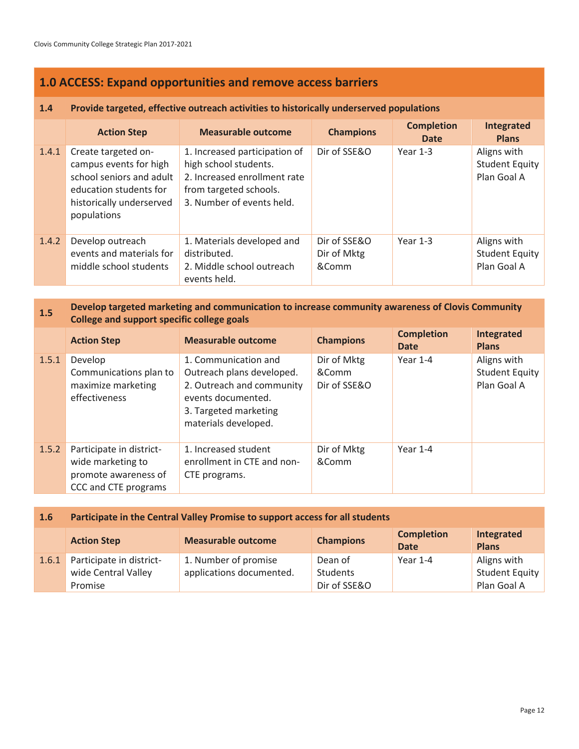## 1.0 ACCESS: Expand opportunities and remove access barriers

### 1.4 Provide targeted, effective outreach activities to historically underserved populations

| | Action Step | Measurable outcome | Champions | Completion Date | Integrated Plans |
|---|---|---|---|---|---|
| 1.4.1 | Create targeted on-campus events for high school seniors and adult education students for historically underserved populations | 1. Increased participation of high school students.<br>2. Increased enrollment rate from targeted schools.<br>3. Number of events held. | Dir of SSE&O | Year 1-3 | Aligns with Student Equity Plan Goal A |
| 1.4.2 | Develop outreach events and materials for middle school students | 1. Materials developed and distributed.<br>2. Middle school outreach events held. | Dir of SSE&O<br>Dir of Mktg &Comm | Year 1-3 | Aligns with Student Equity Plan Goal A |

### 1.5 Develop targeted marketing and communication to increase community awareness of Clovis Community College and support specific college goals

| | Action Step | Measurable outcome | Champions | Completion Date | Integrated Plans |
|---|---|---|---|---|---|
| 1.5.1 | Develop Communications plan to maximize marketing effectiveness | 1. Communication and Outreach plans developed.<br>2. Outreach and community events documented.<br>3. Targeted marketing materials developed. | Dir of Mktg &Comm<br>Dir of SSE&O | Year 1-4 | Aligns with Student Equity Plan Goal A |
| 1.5.2 | Participate in district-wide marketing to promote awareness of CCC and CTE programs | 1. Increased student enrollment in CTE and non-CTE programs. | Dir of Mktg &Comm | Year 1-4 | |

### 1.6 Participate in the Central Valley Promise to support access for all students

| | Action Step | Measurable outcome | Champions | Completion Date | Integrated Plans |
|---|---|---|---|---|---|
| 1.6.1 | Participate in district-wide Central Valley Promise | 1. Number of promise applications documented. | Dean of Students<br>Dir of SSE&O | Year 1-4 | Aligns with Student Equity Plan Goal A |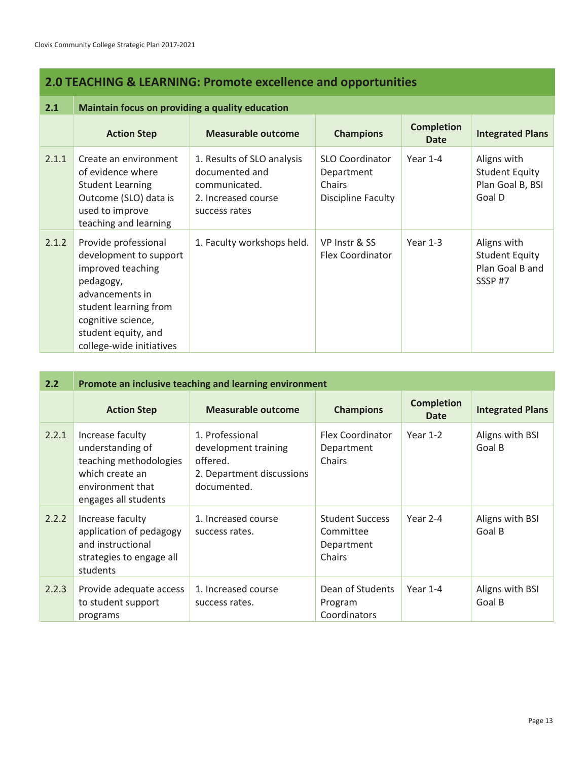## 2.0 TEACHING & LEARNING: Promote excellence and opportunities

### 2.1 Maintain focus on providing a quality education

| | Action Step | Measurable outcome | Champions | Completion Date | Integrated Plans |
|---|---|---|---|---|---|
| 2.1.1 | Create an environment of evidence where Student Learning Outcome (SLO) data is used to improve teaching and learning | 1. Results of SLO analysis documented and communicated.<br>2. Increased course success rates | SLO Coordinator<br>Department Chairs<br>Discipline Faculty | Year 1-4 | Aligns with Student Equity Plan Goal B, BSI Goal D |
| 2.1.2 | Provide professional development to support improved teaching pedagogy, advancements in student learning from cognitive science, student equity, and college-wide initiatives | 1. Faculty workshops held. | VP Instr & SS<br>Flex Coordinator | Year 1-3 | Aligns with Student Equity Plan Goal B and SSSP #7 |

### 2.2 Promote an inclusive teaching and learning environment

| | Action Step | Measurable outcome | Champions | Completion Date | Integrated Plans |
|---|---|---|---|---|---|
| 2.2.1 | Increase faculty understanding of teaching methodologies which create an environment that engages all students | 1. Professional development training offered.<br>2. Department discussions documented. | Flex Coordinator<br>Department Chairs | Year 1-2 | Aligns with BSI Goal B |
| 2.2.2 | Increase faculty application of pedagogy and instructional strategies to engage all students | 1. Increased course success rates. | Student Success Committee<br>Department Chairs | Year 2-4 | Aligns with BSI Goal B |
| 2.2.3 | Provide adequate access to student support programs | 1. Increased course success rates. | Dean of Students<br>Program Coordinators | Year 1-4 | Aligns with BSI Goal B |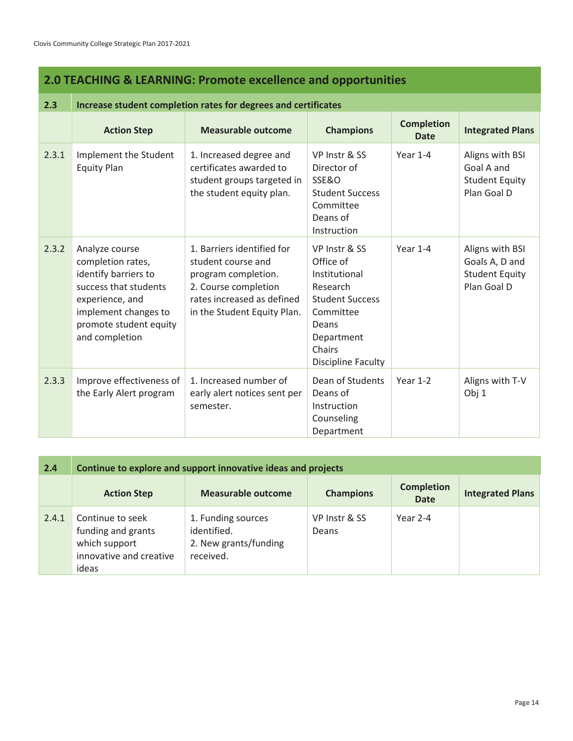## 2.0 TEACHING & LEARNING: Promote excellence and opportunities

| 2.3 | Increase student completion rates for degrees and certificates | | | | |
|---|---|---|---|---|---|
| | **Action Step** | **Measurable outcome** | **Champions** | **Completion Date** | **Integrated Plans** |
| 2.3.1 | Implement the Student Equity Plan | 1. Increased degree and certificates awarded to student groups targeted in the student equity plan. | VP Instr & SS<br>Director of SSE&O<br>Student Success Committee<br>Deans of Instruction | Year 1-4 | Aligns with BSI Goal A and Student Equity Plan Goal D |
| 2.3.2 | Analyze course completion rates, identify barriers to success that students experience, and implement changes to promote student equity and completion | 1. Barriers identified for student course and program completion.<br>2. Course completion rates increased as defined in the Student Equity Plan. | VP Instr & SS<br>Office of Institutional Research<br>Student Success Committee<br>Deans<br>Department Chairs<br>Discipline Faculty | Year 1-4 | Aligns with BSI Goals A, D and Student Equity Plan Goal D |
| 2.3.3 | Improve effectiveness of the Early Alert program | 1. Increased number of early alert notices sent per semester. | Dean of Students<br>Deans of Instruction<br>Counseling Department | Year 1-2 | Aligns with T-V Obj 1 |

| 2.4 | Continue to explore and support innovative ideas and projects | | | | |
|---|---|---|---|---|---|
| | **Action Step** | **Measurable outcome** | **Champions** | **Completion Date** | **Integrated Plans** |
| 2.4.1 | Continue to seek funding and grants which support innovative and creative ideas | 1. Funding sources identified.<br>2. New grants/funding received. | VP Instr & SS<br>Deans | Year 2-4 | |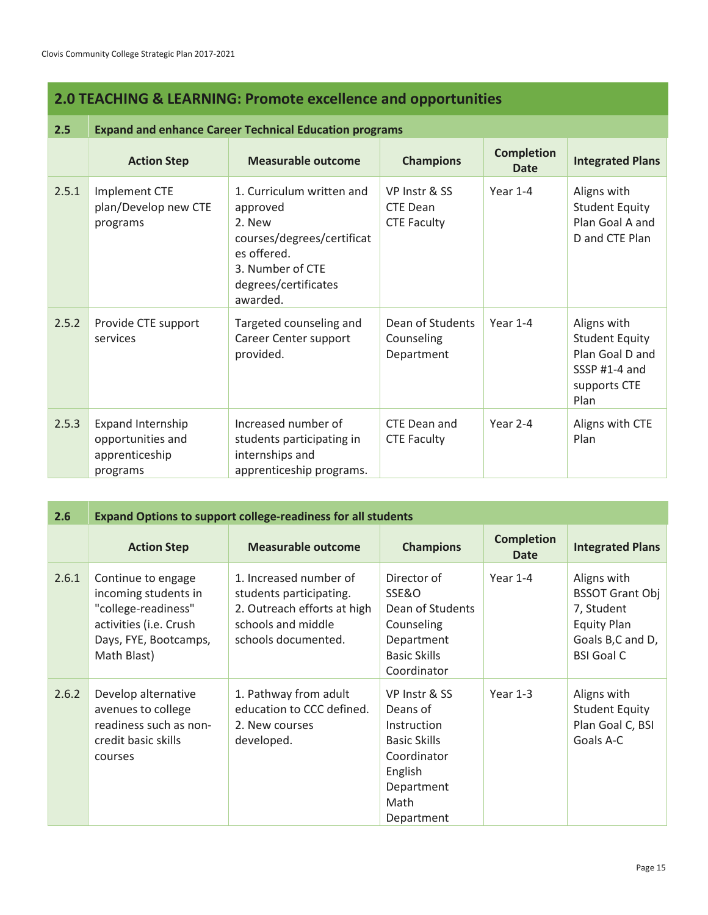## 2.0 TEACHING & LEARNING: Promote excellence and opportunities

| 2.5 | Expand and enhance Career Technical Education programs | | | | |
|---|---|---|---|---|---|
| | **Action Step** | **Measurable outcome** | **Champions** | **Completion Date** | **Integrated Plans** |
| 2.5.1 | Implement CTE plan/Develop new CTE programs | 1. Curriculum written and approved<br>2. New courses/degrees/certificates offered.<br>3. Number of CTE degrees/certificates awarded. | VP Instr & SS<br>CTE Dean<br>CTE Faculty | Year 1-4 | Aligns with Student Equity Plan Goal A and D and CTE Plan |
| 2.5.2 | Provide CTE support services | Targeted counseling and Career Center support provided. | Dean of Students<br>Counseling Department | Year 1-4 | Aligns with Student Equity Plan Goal D and SSSP #1-4 and supports CTE Plan |
| 2.5.3 | Expand Internship opportunities and apprenticeship programs | Increased number of students participating in internships and apprenticeship programs. | CTE Dean and CTE Faculty | Year 2-4 | Aligns with CTE Plan |

| 2.6 | Expand Options to support college-readiness for all students | | | | |
|---|---|---|---|---|---|
| | **Action Step** | **Measurable outcome** | **Champions** | **Completion Date** | **Integrated Plans** |
| 2.6.1 | Continue to engage incoming students in "college-readiness" activities (i.e. Crush Days, FYE, Bootcamps, Math Blast) | 1. Increased number of students participating.<br>2. Outreach efforts at high schools and middle schools documented. | Director of SSE&O<br>Dean of Students<br>Counseling Department<br>Basic Skills Coordinator | Year 1-4 | Aligns with BSSOT Grant Obj 7, Student Equity Plan Goals B,C and D, BSI Goal C |
| 2.6.2 | Develop alternative avenues to college readiness such as non-credit basic skills courses | 1. Pathway from adult education to CCC defined.<br>2. New courses developed. | VP Instr & SS<br>Deans of Instruction<br>Basic Skills Coordinator<br>English Department<br>Math Department | Year 1-3 | Aligns with Student Equity Plan Goal C, BSI Goals A-C |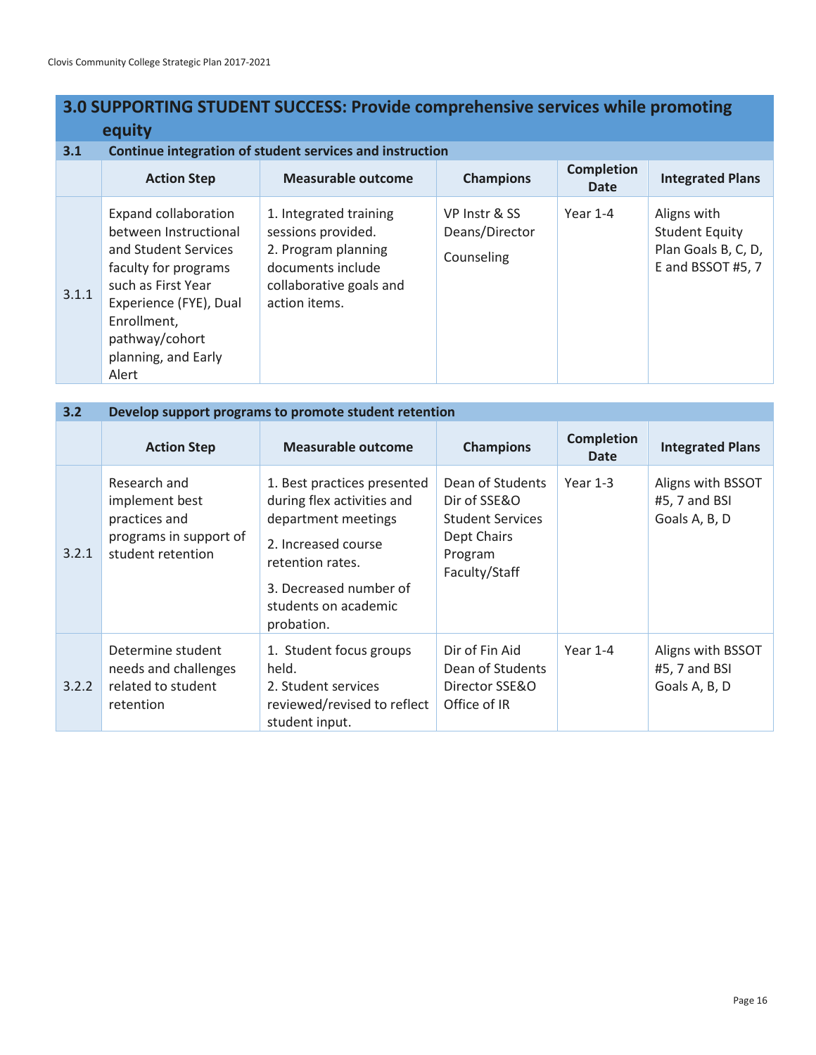## 3.0 SUPPORTING STUDENT SUCCESS: Provide comprehensive services while promoting equity

### 3.1 Continue integration of student services and instruction

| | Action Step | Measurable outcome | Champions | Completion Date | Integrated Plans |
|---|---|---|---|---|---|
| 3.1.1 | Expand collaboration between Instructional and Student Services faculty for programs such as First Year Experience (FYE), Dual Enrollment, pathway/cohort planning, and Early Alert | 1. Integrated training sessions provided.<br>2. Program planning documents include collaborative goals and action items. | VP Instr & SS<br>Deans/Director<br>Counseling | Year 1-4 | Aligns with Student Equity Plan Goals B, C, D, E and BSSOT #5, 7 |

### 3.2 Develop support programs to promote student retention

| | Action Step | Measurable outcome | Champions | Completion Date | Integrated Plans |
|---|---|---|---|---|---|
| 3.2.1 | Research and implement best practices and programs in support of student retention | 1. Best practices presented during flex activities and department meetings<br>2. Increased course retention rates.<br>3. Decreased number of students on academic probation. | Dean of Students<br>Dir of SSE&O<br>Student Services<br>Dept Chairs<br>Program<br>Faculty/Staff | Year 1-3 | Aligns with BSSOT #5, 7 and BSI Goals A, B, D |
| 3.2.2 | Determine student needs and challenges related to student retention | 1. Student focus groups held.<br>2. Student services reviewed/revised to reflect student input. | Dir of Fin Aid<br>Dean of Students<br>Director SSE&O<br>Office of IR | Year 1-4 | Aligns with BSSOT #5, 7 and BSI Goals A, B, D |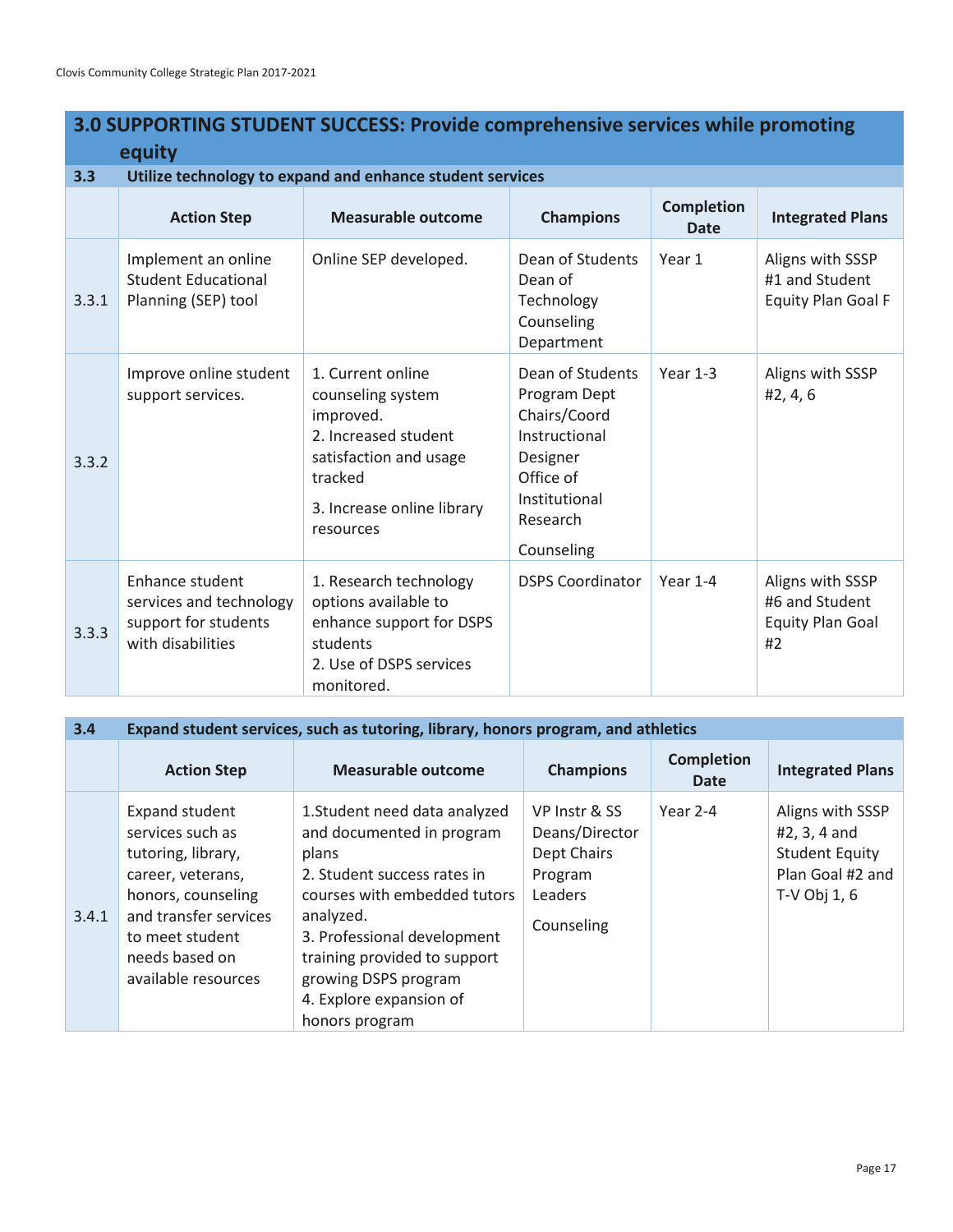## 3.0 SUPPORTING STUDENT SUCCESS: Provide comprehensive services while promoting equity

### 3.3 Utilize technology to expand and enhance student services

| | Action Step | Measurable outcome | Champions | Completion Date | Integrated Plans |
|---|---|---|---|---|---|
| 3.3.1 | Implement an online Student Educational Planning (SEP) tool | Online SEP developed. | Dean of Students<br>Dean of Technology<br>Counseling Department | Year 1 | Aligns with SSSP #1 and Student Equity Plan Goal F |
| 3.3.2 | Improve online student support services. | 1. Current online counseling system improved.<br>2. Increased student satisfaction and usage tracked<br>3. Increase online library resources | Dean of Students<br>Program Dept Chairs/Coord<br>Instructional Designer<br>Office of Institutional Research<br>Counseling | Year 1-3 | Aligns with SSSP #2, 4, 6 |
| 3.3.3 | Enhance student services and technology support for students with disabilities | 1. Research technology options available to enhance support for DSPS students<br>2. Use of DSPS services monitored. | DSPS Coordinator | Year 1-4 | Aligns with SSSP #6 and Student Equity Plan Goal #2 |

### 3.4 Expand student services, such as tutoring, library, honors program, and athletics

| | Action Step | Measurable outcome | Champions | Completion Date | Integrated Plans |
|---|---|---|---|---|---|
| 3.4.1 | Expand student services such as tutoring, library, career, veterans, honors, counseling and transfer services to meet student needs based on available resources | 1.Student need data analyzed and documented in program plans<br>2. Student success rates in courses with embedded tutors analyzed.<br>3. Professional development training provided to support growing DSPS program<br>4. Explore expansion of honors program | VP Instr & SS<br>Deans/Director<br>Dept Chairs<br>Program Leaders<br>Counseling | Year 2-4 | Aligns with SSSP #2, 3, 4 and Student Equity Plan Goal #2 and T-V Obj 1, 6 |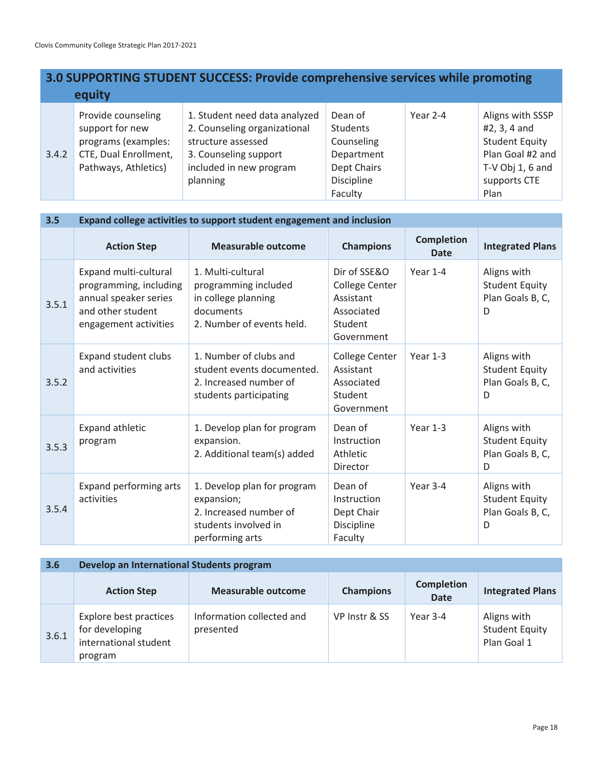## 3.0 SUPPORTING STUDENT SUCCESS: Provide comprehensive services while promoting equity

| | Action Step | Measurable outcome | Champions | Completion Date | Integrated Plans |
|---|---|---|---|---|---|
| 3.4.2 | Provide counseling support for new programs (examples: CTE, Dual Enrollment, Pathways, Athletics) | 1. Student need data analyzed<br>2. Counseling organizational structure assessed<br>3. Counseling support included in new program planning | Dean of Students<br>Counseling Department<br>Dept Chairs<br>Discipline Faculty | Year 2-4 | Aligns with SSSP #2, 3, 4 and Student Equity Plan Goal #2 and T-V Obj 1, 6 and supports CTE Plan |

### 3.5 Expand college activities to support student engagement and inclusion

| | Action Step | Measurable outcome | Champions | Completion Date | Integrated Plans |
|---|---|---|---|---|---|
| 3.5.1 | Expand multi-cultural programming, including annual speaker series and other student engagement activities | 1. Multi-cultural programming included in college planning documents<br>2. Number of events held. | Dir of SSE&O<br>College Center Assistant<br>Associated Student Government | Year 1-4 | Aligns with Student Equity Plan Goals B, C, D |
| 3.5.2 | Expand student clubs and activities | 1. Number of clubs and student events documented.<br>2. Increased number of students participating | College Center Assistant<br>Associated Student Government | Year 1-3 | Aligns with Student Equity Plan Goals B, C, D |
| 3.5.3 | Expand athletic program | 1. Develop plan for program expansion.<br>2. Additional team(s) added | Dean of Instruction<br>Athletic Director | Year 1-3 | Aligns with Student Equity Plan Goals B, C, D |
| 3.5.4 | Expand performing arts activities | 1. Develop plan for program expansion;<br>2. Increased number of students involved in performing arts | Dean of Instruction<br>Dept Chair<br>Discipline Faculty | Year 3-4 | Aligns with Student Equity Plan Goals B, C, D |

### 3.6 Develop an International Students program

| | Action Step | Measurable outcome | Champions | Completion Date | Integrated Plans |
|---|---|---|---|---|---|
| 3.6.1 | Explore best practices for developing international student program | Information collected and presented | VP Instr & SS | Year 3-4 | Aligns with Student Equity Plan Goal 1 |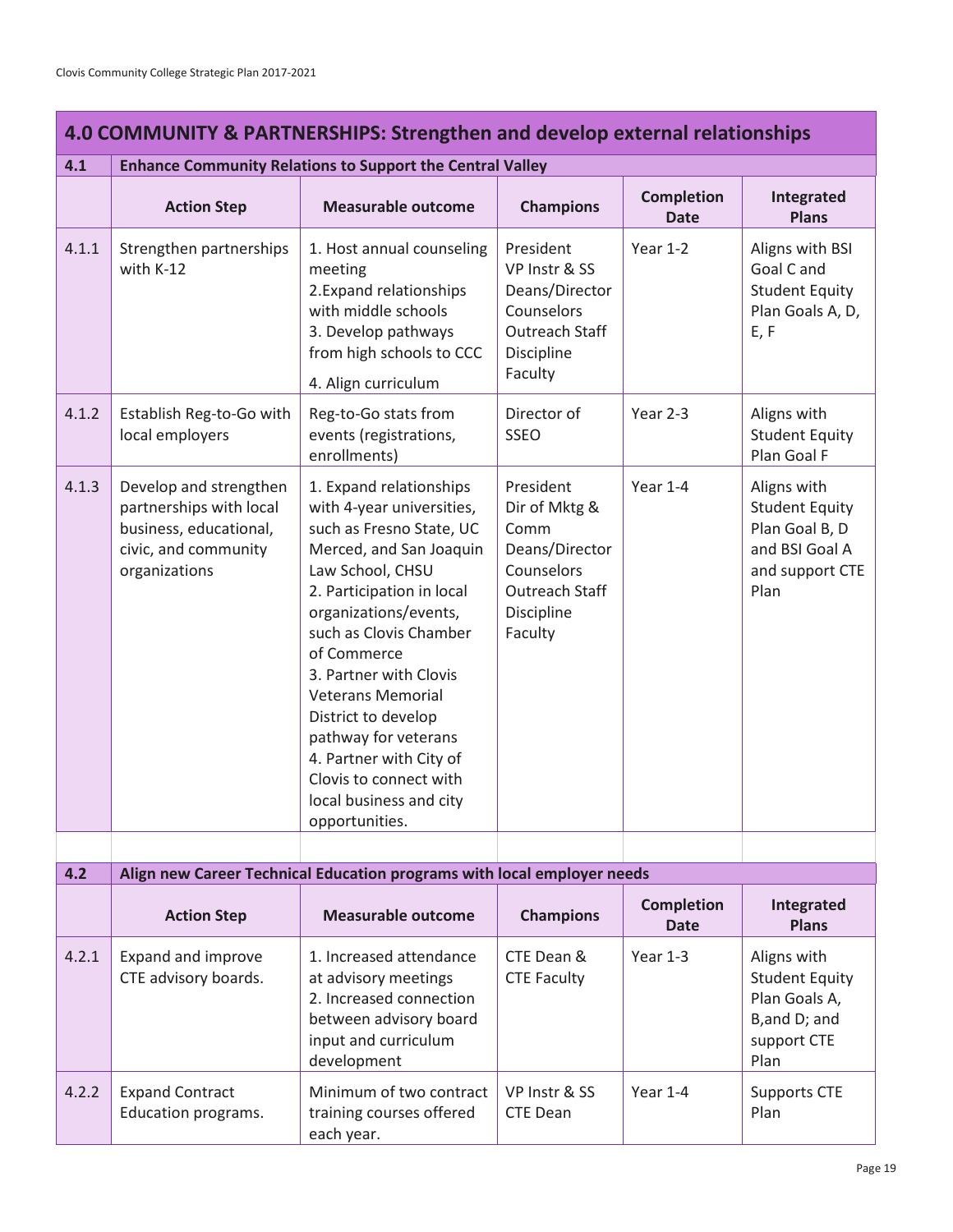## 4.0 COMMUNITY & PARTNERSHIPS: Strengthen and develop external relationships

| 4.1 | Enhance Community Relations to Support the Central Valley | | | | |
|---|---|---|---|---|---|
| | **Action Step** | **Measurable outcome** | **Champions** | **Completion Date** | **Integrated Plans** |
| 4.1.1 | Strengthen partnerships with K-12 | 1. Host annual counseling meeting<br>2.Expand relationships with middle schools<br>3. Develop pathways from high schools to CCC<br>4. Align curriculum | President<br>VP Instr & SS<br>Deans/Director<br>Counselors<br>Outreach Staff<br>Discipline Faculty | Year 1-2 | Aligns with BSI Goal C and Student Equity Plan Goals A, D, E, F |
| 4.1.2 | Establish Reg-to-Go with local employers | Reg-to-Go stats from events (registrations, enrollments) | Director of SSEO | Year 2-3 | Aligns with Student Equity Plan Goal F |
| 4.1.3 | Develop and strengthen partnerships with local business, educational, civic, and community organizations | 1. Expand relationships with 4-year universities, such as Fresno State, UC Merced, and San Joaquin Law School, CHSU<br>2. Participation in local organizations/events, such as Clovis Chamber of Commerce<br>3. Partner with Clovis Veterans Memorial District to develop pathway for veterans<br>4. Partner with City of Clovis to connect with local business and city opportunities. | President<br>Dir of Mktg & Comm<br>Deans/Director<br>Counselors<br>Outreach Staff<br>Discipline Faculty | Year 1-4 | Aligns with Student Equity Plan Goal B, D and BSI Goal A and support CTE Plan |

| 4.2 | Align new Career Technical Education programs with local employer needs | | | | |
|---|---|---|---|---|---|
| | **Action Step** | **Measurable outcome** | **Champions** | **Completion Date** | **Integrated Plans** |
| 4.2.1 | Expand and improve CTE advisory boards. | 1. Increased attendance at advisory meetings<br>2. Increased connection between advisory board input and curriculum development | CTE Dean & CTE Faculty | Year 1-3 | Aligns with Student Equity Plan Goals A, B,and D; and support CTE Plan |
| 4.2.2 | Expand Contract Education programs. | Minimum of two contract training courses offered each year. | VP Instr & SS<br>CTE Dean | Year 1-4 | Supports CTE Plan |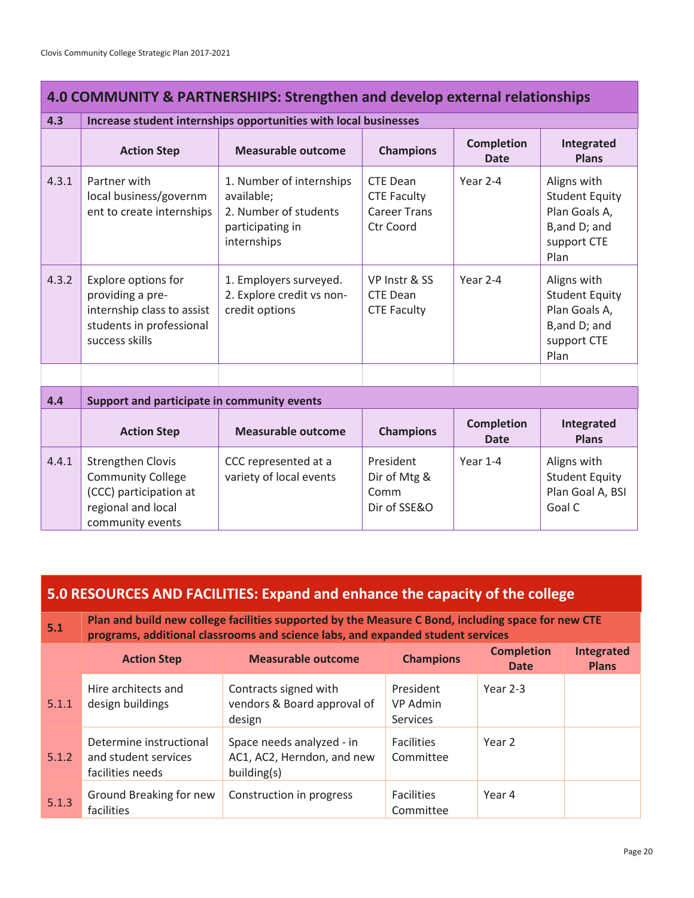## 4.0 COMMUNITY & PARTNERSHIPS: Strengthen and develop external relationships

| 4.3 | Increase student internships opportunities with local businesses | | | | |
|---|---|---|---|---|---|
| | **Action Step** | **Measurable outcome** | **Champions** | **Completion Date** | **Integrated Plans** |
| 4.3.1 | Partner with local business/government to create internships | 1. Number of internships available; 2. Number of students participating in internships | CTE Dean CTE Faculty Career Trans Ctr Coord | Year 2-4 | Aligns with Student Equity Plan Goals A, B,and D; and support CTE Plan |
| 4.3.2 | Explore options for providing a pre-internship class to assist students in professional success skills | 1. Employers surveyed. 2. Explore credit vs non-credit options | VP Instr & SS CTE Dean CTE Faculty | Year 2-4 | Aligns with Student Equity Plan Goals A, B,and D; and support CTE Plan |

| 4.4 | Support and participate in community events | | | | |
|---|---|---|---|---|---|
| | **Action Step** | **Measurable outcome** | **Champions** | **Completion Date** | **Integrated Plans** |
| 4.4.1 | Strengthen Clovis Community College (CCC) participation at regional and local community events | CCC represented at a variety of local events | President Dir of Mtg & Comm Dir of SSE&O | Year 1-4 | Aligns with Student Equity Plan Goal A, BSI Goal C |

## 5.0 RESOURCES AND FACILITIES: Expand and enhance the capacity of the college

| 5.1 | Plan and build new college facilities supported by the Measure C Bond, including space for new CTE programs, additional classrooms and science labs, and expanded student services | | | | |
|---|---|---|---|---|---|
| | **Action Step** | **Measurable outcome** | **Champions** | **Completion Date** | **Integrated Plans** |
| 5.1.1 | Hire architects and design buildings | Contracts signed with vendors & Board approval of design | President VP Admin Services | Year 2-3 | |
| 5.1.2 | Determine instructional and student services facilities needs | Space needs analyzed - in AC1, AC2, Herndon, and new building(s) | Facilities Committee | Year 2 | |
| 5.1.3 | Ground Breaking for new facilities | Construction in progress | Facilities Committee | Year 4 | |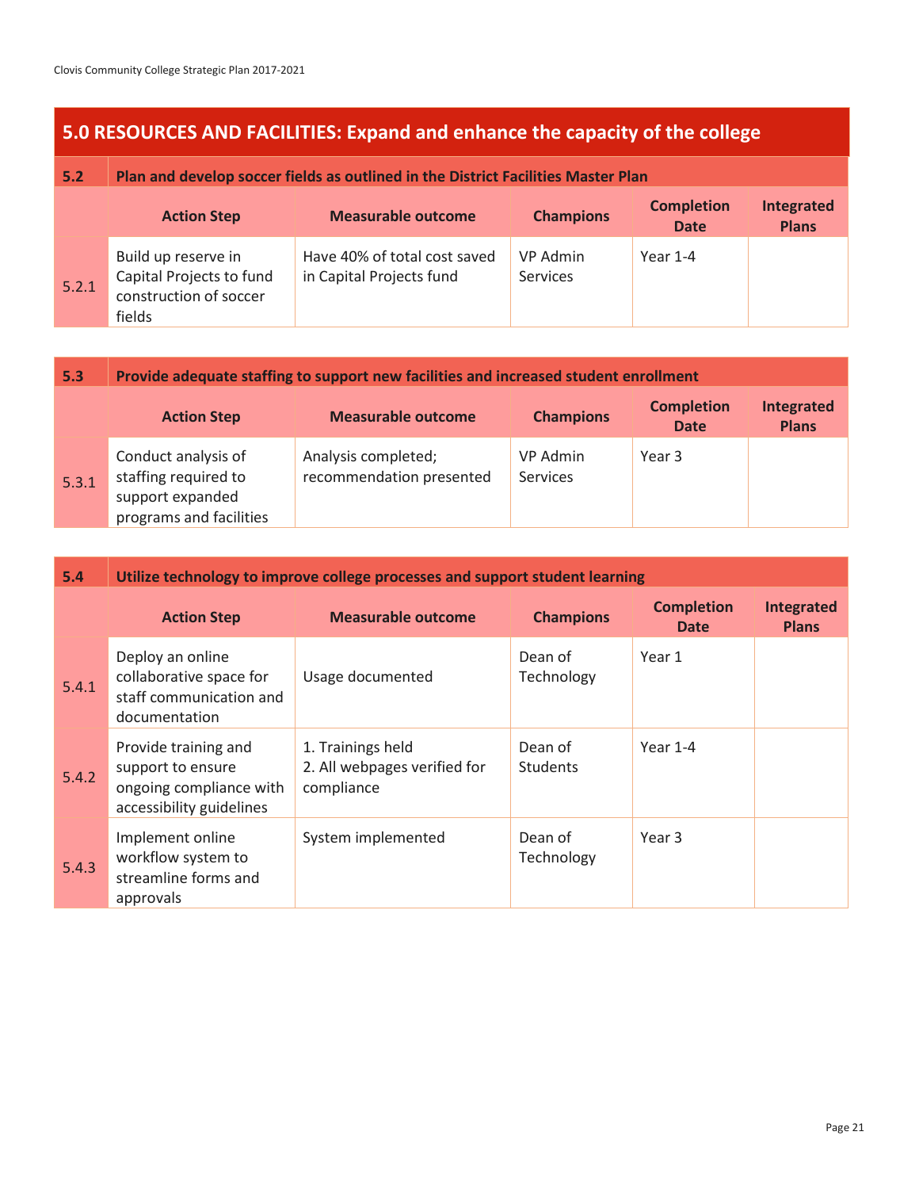## 5.0 RESOURCES AND FACILITIES: Expand and enhance the capacity of the college

| 5.2 | Plan and develop soccer fields as outlined in the District Facilities Master Plan | | | | |
|---|---|---|---|---|---|
| | **Action Step** | **Measurable outcome** | **Champions** | **Completion Date** | **Integrated Plans** |
| 5.2.1 | Build up reserve in Capital Projects to fund construction of soccer fields | Have 40% of total cost saved in Capital Projects fund | VP Admin Services | Year 1-4 | |

| 5.3 | Provide adequate staffing to support new facilities and increased student enrollment | | | | |
|---|---|---|---|---|---|
| | **Action Step** | **Measurable outcome** | **Champions** | **Completion Date** | **Integrated Plans** |
| 5.3.1 | Conduct analysis of staffing required to support expanded programs and facilities | Analysis completed; recommendation presented | VP Admin Services | Year 3 | |

| 5.4 | Utilize technology to improve college processes and support student learning | | | | |
|---|---|---|---|---|---|
| | **Action Step** | **Measurable outcome** | **Champions** | **Completion Date** | **Integrated Plans** |
| 5.4.1 | Deploy an online collaborative space for staff communication and documentation | Usage documented | Dean of Technology | Year 1 | |
| 5.4.2 | Provide training and support to ensure ongoing compliance with accessibility guidelines | 1. Trainings held<br>2. All webpages verified for compliance | Dean of Students | Year 1-4 | |
| 5.4.3 | Implement online workflow system to streamline forms and approvals | System implemented | Dean of Technology | Year 3 | |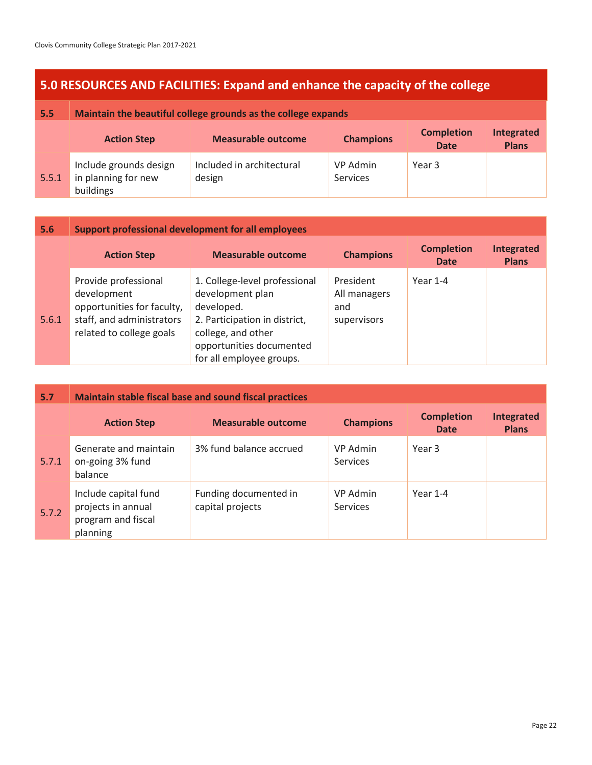## 5.0 RESOURCES AND FACILITIES: Expand and enhance the capacity of the college

| 5.5 | Maintain the beautiful college grounds as the college expands | | | | |
|---|---|---|---|---|---|
| | **Action Step** | **Measurable outcome** | **Champions** | **Completion Date** | **Integrated Plans** |
| 5.5.1 | Include grounds design in planning for new buildings | Included in architectural design | VP Admin Services | Year 3 | |

| 5.6 | Support professional development for all employees | | | | |
|---|---|---|---|---|---|
| | **Action Step** | **Measurable outcome** | **Champions** | **Completion Date** | **Integrated Plans** |
| 5.6.1 | Provide professional development opportunities for faculty, staff, and administrators related to college goals | 1. College-level professional development plan developed.<br>2. Participation in district, college, and other opportunities documented for all employee groups. | President<br>All managers and supervisors | Year 1-4 | |

| 5.7 | Maintain stable fiscal base and sound fiscal practices | | | | |
|---|---|---|---|---|---|
| | **Action Step** | **Measurable outcome** | **Champions** | **Completion Date** | **Integrated Plans** |
| 5.7.1 | Generate and maintain on-going 3% fund balance | 3% fund balance accrued | VP Admin Services | Year 3 | |
| 5.7.2 | Include capital fund projects in annual program and fiscal planning | Funding documented in capital projects | VP Admin Services | Year 1-4 | |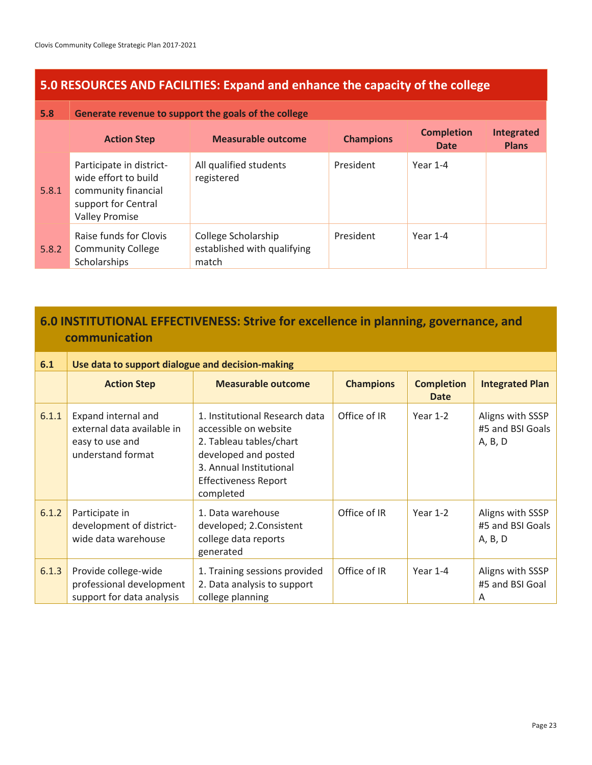## 5.0 RESOURCES AND FACILITIES: Expand and enhance the capacity of the college

| 5.8 | Generate revenue to support the goals of the college | | | | |
|---|---|---|---|---|---|
| | **Action Step** | **Measurable outcome** | **Champions** | **Completion Date** | **Integrated Plans** |
| 5.8.1 | Participate in district-wide effort to build community financial support for Central Valley Promise | All qualified students registered | President | Year 1-4 | |
| 5.8.2 | Raise funds for Clovis Community College Scholarships | College Scholarship established with qualifying match | President | Year 1-4 | |

## 6.0 INSTITUTIONAL EFFECTIVENESS: Strive for excellence in planning, governance, and communication

| 6.1 | Use data to support dialogue and decision-making | | | | |
|---|---|---|---|---|---|
| | **Action Step** | **Measurable outcome** | **Champions** | **Completion Date** | **Integrated Plan** |
| 6.1.1 | Expand internal and external data available in easy to use and understand format | 1. Institutional Research data accessible on website<br>2. Tableau tables/chart developed and posted<br>3. Annual Institutional Effectiveness Report completed | Office of IR | Year 1-2 | Aligns with SSSP #5 and BSI Goals A, B, D |
| 6.1.2 | Participate in development of district-wide data warehouse | 1. Data warehouse developed; 2.Consistent college data reports generated | Office of IR | Year 1-2 | Aligns with SSSP #5 and BSI Goals A, B, D |
| 6.1.3 | Provide college-wide professional development support for data analysis | 1. Training sessions provided<br>2. Data analysis to support college planning | Office of IR | Year 1-4 | Aligns with SSSP #5 and BSI Goal A |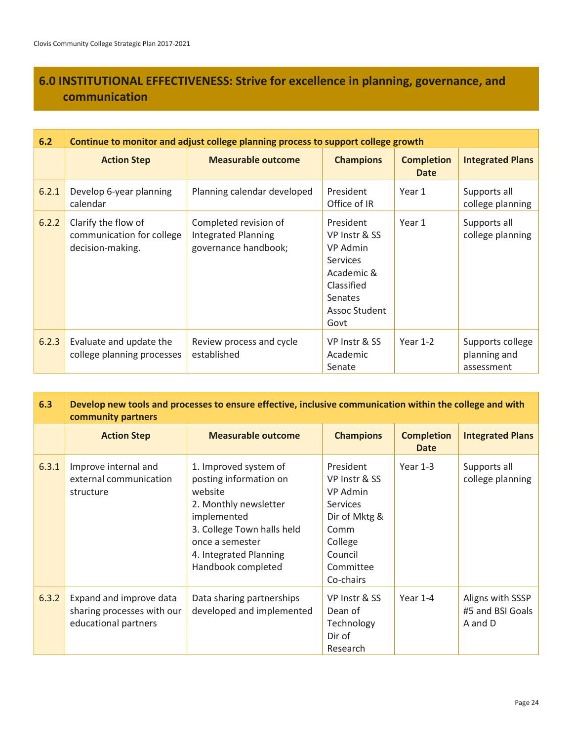## 6.0 INSTITUTIONAL EFFECTIVENESS: Strive for excellence in planning, governance, and communication

| 6.2 | Continue to monitor and adjust college planning process to support college growth | | | | |
|---|---|---|---|---|---|
| | **Action Step** | **Measurable outcome** | **Champions** | **Completion Date** | **Integrated Plans** |
| 6.2.1 | Develop 6-year planning calendar | Planning calendar developed | President<br>Office of IR | Year 1 | Supports all college planning |
| 6.2.2 | Clarify the flow of communication for college decision-making. | Completed revision of Integrated Planning governance handbook; | President<br>VP Instr & SS<br>VP Admin Services<br>Academic & Classified Senates<br>Assoc Student Govt | Year 1 | Supports all college planning |
| 6.2.3 | Evaluate and update the college planning processes | Review process and cycle established | VP Instr & SS<br>Academic Senate | Year 1-2 | Supports college planning and assessment |

| 6.3 | Develop new tools and processes to ensure effective, inclusive communication within the college and with community partners | | | | |
|---|---|---|---|---|---|
| | **Action Step** | **Measurable outcome** | **Champions** | **Completion Date** | **Integrated Plans** |
| 6.3.1 | Improve internal and external communication structure | 1. Improved system of posting information on website<br>2. Monthly newsletter implemented<br>3. College Town halls held once a semester<br>4. Integrated Planning Handbook completed | President<br>VP Instr & SS<br>VP Admin Services<br>Dir of Mktg & Comm<br>College Council<br>Committee Co-chairs | Year 1-3 | Supports all college planning |
| 6.3.2 | Expand and improve data sharing processes with our educational partners | Data sharing partnerships developed and implemented | VP Instr & SS<br>Dean of Technology<br>Dir of Research | Year 1-4 | Aligns with SSSP #5 and BSI Goals A and D |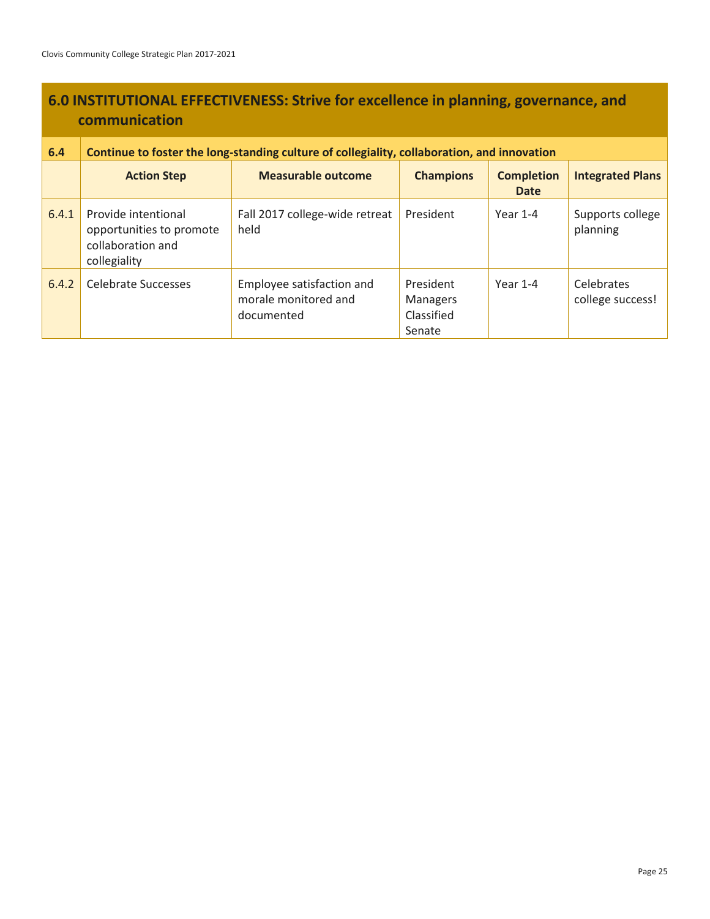## 6.0 INSTITUTIONAL EFFECTIVENESS: Strive for excellence in planning, governance, and communication

| 6.4 | Continue to foster the long-standing culture of collegiality, collaboration, and innovation | | | | |
|---|---|---|---|---|---|
| | **Action Step** | **Measurable outcome** | **Champions** | **Completion Date** | **Integrated Plans** |
| 6.4.1 | Provide intentional opportunities to promote collaboration and collegiality | Fall 2017 college-wide retreat held | President | Year 1-4 | Supports college planning |
| 6.4.2 | Celebrate Successes | Employee satisfaction and morale monitored and documented | President Managers Classified Senate | Year 1-4 | Celebrates college success! |